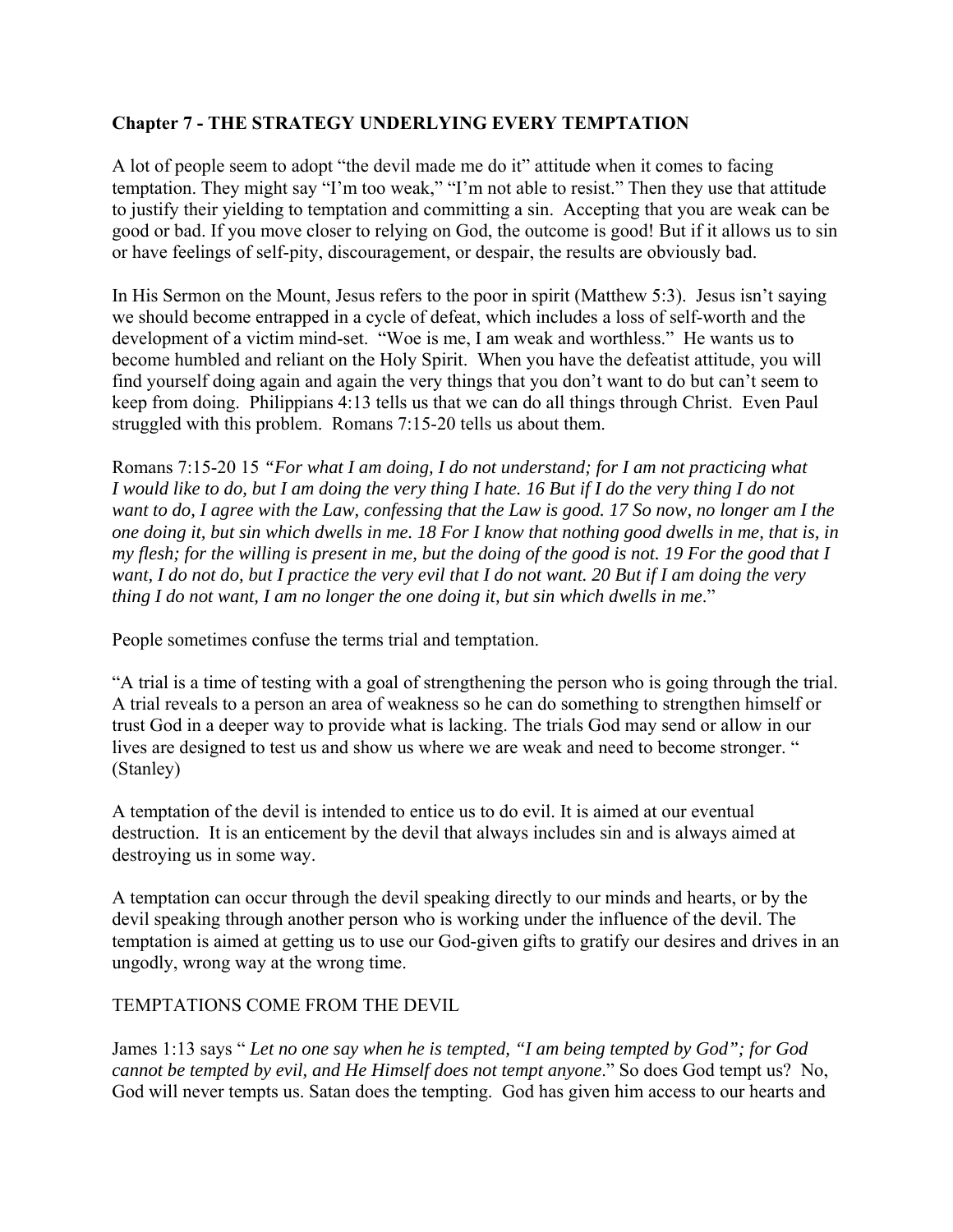**Chapter 7 - THE STRATEGY UNDERLYING EVERY TEMPTATION**

A lot of people seem to adopt "the devil made me do it" attitude when it comes to facing temptation. They might say "I'm too weak," "I'm not able to resist." Then they use that attitude to justify their yielding to temptation and committing a sin. Accepting that you are weak can be good or bad. If you move closer to relying on God, the outcome is good! But if it allows us to sin or have feelings of self-pity, discouragement, or despair, the results are obviously bad.

In His Sermon on the Mount, Jesus refers to the poor in spirit (Matthew 5:3). Jesus isn't saying we should become entrapped in a cycle of defeat, which includes a loss of self-worth and the development of a victim mind-set. "Woe is me, I am weak and worthless." He wants us to become humbled and reliant on the Holy Spirit. When you have the defeatist attitude, you will find yourself doing again and again the very things that you don't want to do but can't seem to keep from doing. Philippians 4:13 tells us that we can do all things through Christ. Even Paul struggled with this problem. Romans 7:15-20 tells us about them.

Romans 7:15-20 15 *"For what I am doing, I do not understand; for I am not practicing what I would like to do, but I am doing the very thing I hate. 16 But if I do the very thing I do not want to do, I agree with the Law, confessing that the Law is good. 17 So now, no longer am I the one doing it, but sin which dwells in me. 18 For I know that nothing good dwells in me, that is, in my flesh; for the willing is present in me, but the doing of the good is not. 19 For the good that I want, I do not do, but I practice the very evil that I do not want. 20 But if I am doing the very thing I do not want, I am no longer the one doing it, but sin which dwells in me*."

People sometimes confuse the terms trial and temptation.

"A trial is a time of testing with a goal of strengthening the person who is going through the trial. A trial reveals to a person an area of weakness so he can do something to strengthen himself or trust God in a deeper way to provide what is lacking. The trials God may send or allow in our lives are designed to test us and show us where we are weak and need to become stronger. " (Stanley)

A temptation of the devil is intended to entice us to do evil. It is aimed at our eventual destruction. It is an enticement by the devil that always includes sin and is always aimed at destroying us in some way.

A temptation can occur through the devil speaking directly to our minds and hearts, or by the devil speaking through another person who is working under the influence of the devil. The temptation is aimed at getting us to use our God-given gifts to gratify our desires and drives in an ungodly, wrong way at the wrong time.

TEMPTATIONS COME FROM THE DEVIL

James 1:13 says " *Let no one say when he is tempted, "I am being tempted by God"; for God cannot be tempted by evil, and He Himself does not tempt anyone*." So does God tempt us? No, God will never tempts us. Satan does the tempting. God has given him access to our hearts and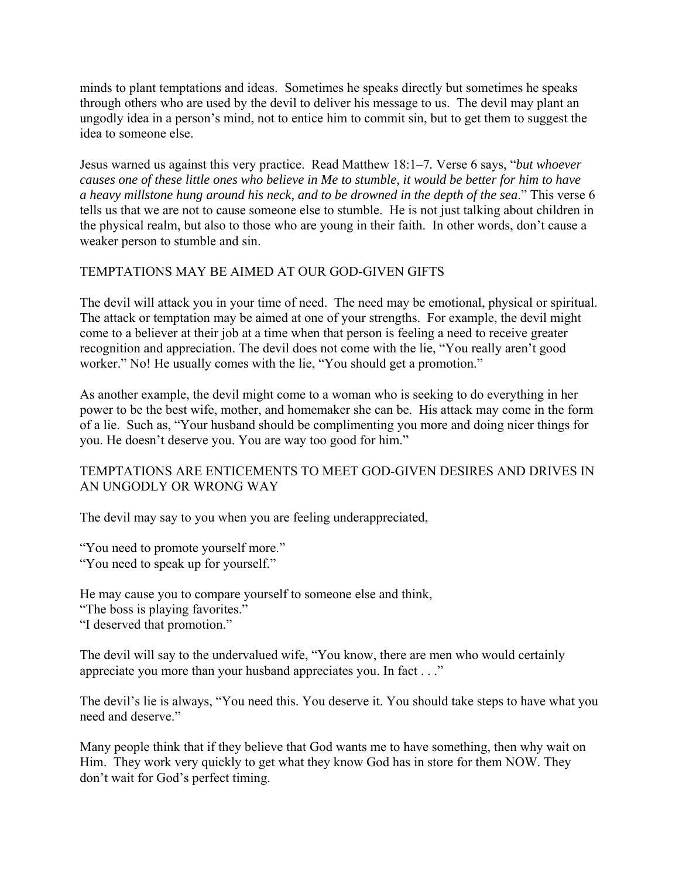minds to plant temptations and ideas. Sometimes he speaks directly but sometimes he speaks through others who are used by the devil to deliver his message to us. The devil may plant an ungodly idea in a person's mind, not to entice him to commit sin, but to get them to suggest the idea to someone else.

Jesus warned us against this very practice. Read Matthew 18:1–7. Verse 6 says, "*but whoever causes one of these little ones who believe in Me to stumble, it would be better for him to have a heavy millstone hung around his neck, and to be drowned in the depth of the sea*." This verse 6 tells us that we are not to cause someone else to stumble. He is not just talking about children in the physical realm, but also to those who are young in their faith. In other words, don't cause a weaker person to stumble and sin.

## TEMPTATIONS MAY BE AIMED AT OUR GOD-GIVEN GIFTS

The devil will attack you in your time of need. The need may be emotional, physical or spiritual. The attack or temptation may be aimed at one of your strengths. For example, the devil might come to a believer at their job at a time when that person is feeling a need to receive greater recognition and appreciation. The devil does not come with the lie, "You really aren't good worker." No! He usually comes with the lie, "You should get a promotion."

As another example, the devil might come to a woman who is seeking to do everything in her power to be the best wife, mother, and homemaker she can be. His attack may come in the form of a lie. Such as, "Your husband should be complimenting you more and doing nicer things for you. He doesn't deserve you. You are way too good for him."

## TEMPTATIONS ARE ENTICEMENTS TO MEET GOD-GIVEN DESIRES AND DRIVES IN AN UNGODLY OR WRONG WAY

The devil may say to you when you are feeling underappreciated,

"You need to promote yourself more."
"You need to speak up for yourself."

He may cause you to compare yourself to someone else and think,
"The boss is playing favorites."
"I deserved that promotion."

The devil will say to the undervalued wife, "You know, there are men who would certainly appreciate you more than your husband appreciates you. In fact . . ."

The devil's lie is always, "You need this. You deserve it. You should take steps to have what you need and deserve."

Many people think that if they believe that God wants me to have something, then why wait on Him. They work very quickly to get what they know God has in store for them NOW. They don't wait for God's perfect timing.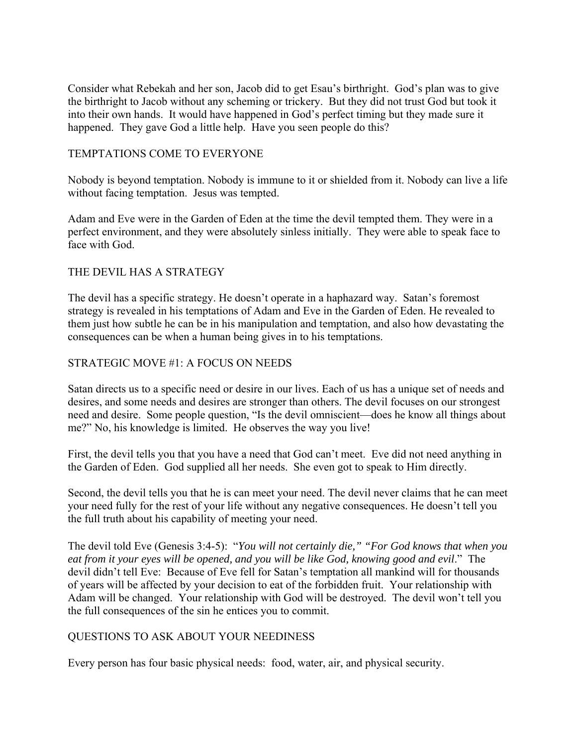Consider what Rebekah and her son, Jacob did to get Esau's birthright. God's plan was to give the birthright to Jacob without any scheming or trickery. But they did not trust God but took it into their own hands. It would have happened in God's perfect timing but they made sure it happened. They gave God a little help. Have you seen people do this?

## TEMPTATIONS COME TO EVERYONE

Nobody is beyond temptation. Nobody is immune to it or shielded from it. Nobody can live a life without facing temptation. Jesus was tempted.

Adam and Eve were in the Garden of Eden at the time the devil tempted them. They were in a perfect environment, and they were absolutely sinless initially. They were able to speak face to face with God.

## THE DEVIL HAS A STRATEGY

The devil has a specific strategy. He doesn't operate in a haphazard way. Satan's foremost strategy is revealed in his temptations of Adam and Eve in the Garden of Eden. He revealed to them just how subtle he can be in his manipulation and temptation, and also how devastating the consequences can be when a human being gives in to his temptations.

## STRATEGIC MOVE #1: A FOCUS ON NEEDS

Satan directs us to a specific need or desire in our lives. Each of us has a unique set of needs and desires, and some needs and desires are stronger than others. The devil focuses on our strongest need and desire. Some people question, "Is the devil omniscient—does he know all things about me?" No, his knowledge is limited. He observes the way you live!

First, the devil tells you that you have a need that God can't meet. Eve did not need anything in the Garden of Eden. God supplied all her needs. She even got to speak to Him directly.

Second, the devil tells you that he is can meet your need. The devil never claims that he can meet your need fully for the rest of your life without any negative consequences. He doesn't tell you the full truth about his capability of meeting your need.

The devil told Eve (Genesis 3:4-5): "*You will not certainly die," "For God knows that when you eat from it your eyes will be opened, and you will be like God, knowing good and evil*." The devil didn't tell Eve: Because of Eve fell for Satan's temptation all mankind will for thousands of years will be affected by your decision to eat of the forbidden fruit. Your relationship with Adam will be changed. Your relationship with God will be destroyed. The devil won't tell you the full consequences of the sin he entices you to commit.

## QUESTIONS TO ASK ABOUT YOUR NEEDINESS

Every person has four basic physical needs: food, water, air, and physical security.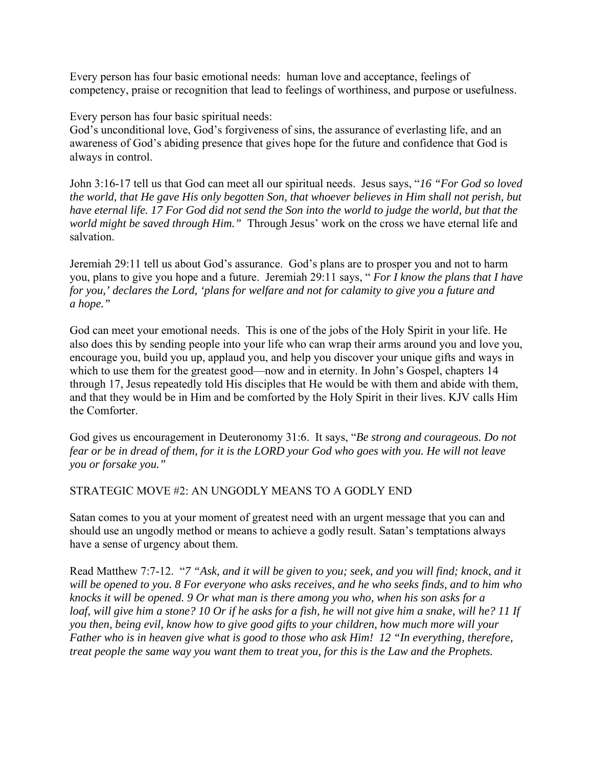Every person has four basic emotional needs: human love and acceptance, feelings of competency, praise or recognition that lead to feelings of worthiness, and purpose or usefulness.

Every person has four basic spiritual needs:
God's unconditional love, God's forgiveness of sins, the assurance of everlasting life, and an awareness of God's abiding presence that gives hope for the future and confidence that God is always in control.

John 3:16-17 tell us that God can meet all our spiritual needs. Jesus says, "*16 "For God so loved the world, that He gave His only begotten Son, that whoever believes in Him shall not perish, but have eternal life. 17 For God did not send the Son into the world to judge the world, but that the world might be saved through Him."* Through Jesus' work on the cross we have eternal life and salvation.

Jeremiah 29:11 tell us about God's assurance. God's plans are to prosper you and not to harm you, plans to give you hope and a future. Jeremiah 29:11 says, " *For I know the plans that I have for you,' declares the Lord, 'plans for welfare and not for calamity to give you a future and a hope."*

God can meet your emotional needs. This is one of the jobs of the Holy Spirit in your life. He also does this by sending people into your life who can wrap their arms around you and love you, encourage you, build you up, applaud you, and help you discover your unique gifts and ways in which to use them for the greatest good—now and in eternity. In John's Gospel, chapters 14 through 17, Jesus repeatedly told His disciples that He would be with them and abide with them, and that they would be in Him and be comforted by the Holy Spirit in their lives. KJV calls Him the Comforter.

God gives us encouragement in Deuteronomy 31:6. It says, "*Be strong and courageous. Do not fear or be in dread of them, for it is the LORD your God who goes with you. He will not leave you or forsake you."*

STRATEGIC MOVE #2: AN UNGODLY MEANS TO A GODLY END

Satan comes to you at your moment of greatest need with an urgent message that you can and should use an ungodly method or means to achieve a godly result. Satan's temptations always have a sense of urgency about them.

Read Matthew 7:7-12. "*7 "Ask, and it will be given to you; seek, and you will find; knock, and it will be opened to you. 8 For everyone who asks receives, and he who seeks finds, and to him who knocks it will be opened. 9 Or what man is there among you who, when his son asks for a loaf, will give him a stone? 10 Or if he asks for a fish, he will not give him a snake, will he? 11 If you then, being evil, know how to give good gifts to your children, how much more will your Father who is in heaven give what is good to those who ask Him! 12 "In everything, therefore, treat people the same way you want them to treat you, for this is the Law and the Prophets.*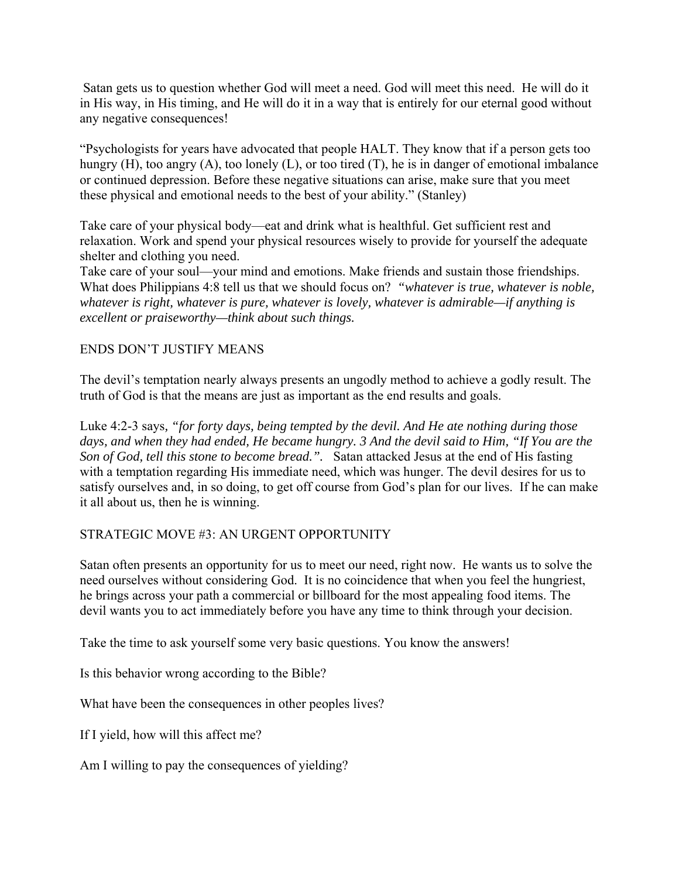Satan gets us to question whether God will meet a need. God will meet this need. He will do it in His way, in His timing, and He will do it in a way that is entirely for our eternal good without any negative consequences!

"Psychologists for years have advocated that people HALT. They know that if a person gets too hungry (H), too angry (A), too lonely (L), or too tired (T), he is in danger of emotional imbalance or continued depression. Before these negative situations can arise, make sure that you meet these physical and emotional needs to the best of your ability." (Stanley)

Take care of your physical body—eat and drink what is healthful. Get sufficient rest and relaxation. Work and spend your physical resources wisely to provide for yourself the adequate shelter and clothing you need.
Take care of your soul—your mind and emotions. Make friends and sustain those friendships. What does Philippians 4:8 tell us that we should focus on? *"whatever is true, whatever is noble, whatever is right, whatever is pure, whatever is lovely, whatever is admirable—if anything is excellent or praiseworthy—think about such things.*

## ENDS DON'T JUSTIFY MEANS

The devil's temptation nearly always presents an ungodly method to achieve a godly result. The truth of God is that the means are just as important as the end results and goals.

Luke 4:2-3 says, *"for forty days, being tempted by the devil. And He ate nothing during those days, and when they had ended, He became hungry. 3 And the devil said to Him, "If You are the Son of God, tell this stone to become bread.".* Satan attacked Jesus at the end of His fasting with a temptation regarding His immediate need, which was hunger. The devil desires for us to satisfy ourselves and, in so doing, to get off course from God's plan for our lives. If he can make it all about us, then he is winning.

## STRATEGIC MOVE #3: AN URGENT OPPORTUNITY

Satan often presents an opportunity for us to meet our need, right now. He wants us to solve the need ourselves without considering God. It is no coincidence that when you feel the hungriest, he brings across your path a commercial or billboard for the most appealing food items. The devil wants you to act immediately before you have any time to think through your decision.

Take the time to ask yourself some very basic questions. You know the answers!

Is this behavior wrong according to the Bible?

What have been the consequences in other peoples lives?

If I yield, how will this affect me?

Am I willing to pay the consequences of yielding?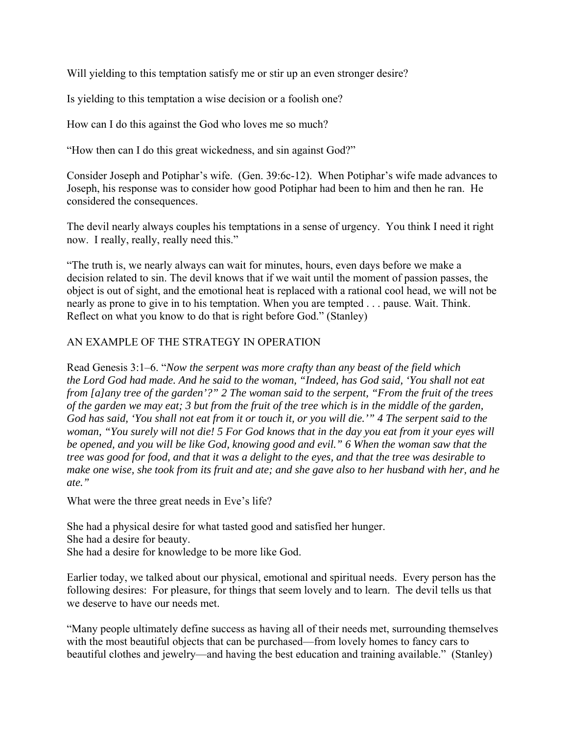Will yielding to this temptation satisfy me or stir up an even stronger desire?

Is yielding to this temptation a wise decision or a foolish one?

How can I do this against the God who loves me so much?

"How then can I do this great wickedness, and sin against God?"

Consider Joseph and Potiphar's wife. (Gen. 39:6c-12). When Potiphar's wife made advances to Joseph, his response was to consider how good Potiphar had been to him and then he ran. He considered the consequences.

The devil nearly always couples his temptations in a sense of urgency. You think I need it right now. I really, really, really need this."

"The truth is, we nearly always can wait for minutes, hours, even days before we make a decision related to sin. The devil knows that if we wait until the moment of passion passes, the object is out of sight, and the emotional heat is replaced with a rational cool head, we will not be nearly as prone to give in to his temptation. When you are tempted . . . pause. Wait. Think. Reflect on what you know to do that is right before God." (Stanley)

AN EXAMPLE OF THE STRATEGY IN OPERATION

Read Genesis 3:1–6. "*Now the serpent was more crafty than any beast of the field which the Lord God had made. And he said to the woman, "Indeed, has God said, 'You shall not eat from [a]any tree of the garden'?" 2 The woman said to the serpent, "From the fruit of the trees of the garden we may eat; 3 but from the fruit of the tree which is in the middle of the garden, God has said, 'You shall not eat from it or touch it, or you will die.'" 4 The serpent said to the woman, "You surely will not die! 5 For God knows that in the day you eat from it your eyes will be opened, and you will be like God, knowing good and evil." 6 When the woman saw that the tree was good for food, and that it was a delight to the eyes, and that the tree was desirable to make one wise, she took from its fruit and ate; and she gave also to her husband with her, and he ate."*

What were the three great needs in Eve's life?

She had a physical desire for what tasted good and satisfied her hunger.
She had a desire for beauty.
She had a desire for knowledge to be more like God.

Earlier today, we talked about our physical, emotional and spiritual needs. Every person has the following desires: For pleasure, for things that seem lovely and to learn. The devil tells us that we deserve to have our needs met.

"Many people ultimately define success as having all of their needs met, surrounding themselves with the most beautiful objects that can be purchased—from lovely homes to fancy cars to beautiful clothes and jewelry—and having the best education and training available." (Stanley)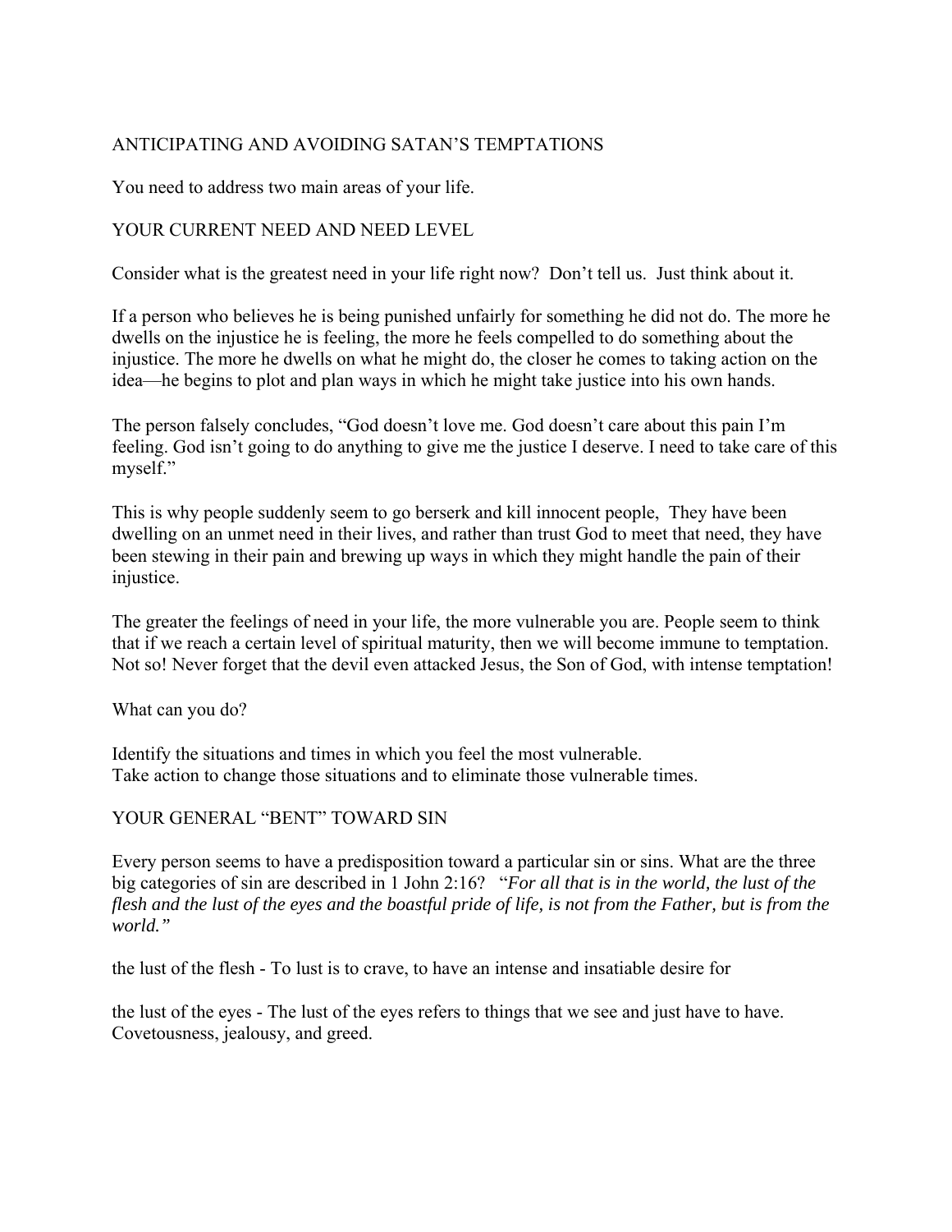## ANTICIPATING AND AVOIDING SATAN'S TEMPTATIONS

You need to address two main areas of your life.

### YOUR CURRENT NEED AND NEED LEVEL

Consider what is the greatest need in your life right now? Don't tell us. Just think about it.

If a person who believes he is being punished unfairly for something he did not do. The more he dwells on the injustice he is feeling, the more he feels compelled to do something about the injustice. The more he dwells on what he might do, the closer he comes to taking action on the idea—he begins to plot and plan ways in which he might take justice into his own hands.

The person falsely concludes, "God doesn't love me. God doesn't care about this pain I'm feeling. God isn't going to do anything to give me the justice I deserve. I need to take care of this myself."

This is why people suddenly seem to go berserk and kill innocent people, They have been dwelling on an unmet need in their lives, and rather than trust God to meet that need, they have been stewing in their pain and brewing up ways in which they might handle the pain of their injustice.

The greater the feelings of need in your life, the more vulnerable you are. People seem to think that if we reach a certain level of spiritual maturity, then we will become immune to temptation. Not so! Never forget that the devil even attacked Jesus, the Son of God, with intense temptation!

What can you do?

Identify the situations and times in which you feel the most vulnerable.
Take action to change those situations and to eliminate those vulnerable times.

### YOUR GENERAL "BENT" TOWARD SIN

Every person seems to have a predisposition toward a particular sin or sins. What are the three big categories of sin are described in 1 John 2:16? "*For all that is in the world, the lust of the flesh and the lust of the eyes and the boastful pride of life, is not from the Father, but is from the world.*"

the lust of the flesh - To lust is to crave, to have an intense and insatiable desire for

the lust of the eyes - The lust of the eyes refers to things that we see and just have to have. Covetousness, jealousy, and greed.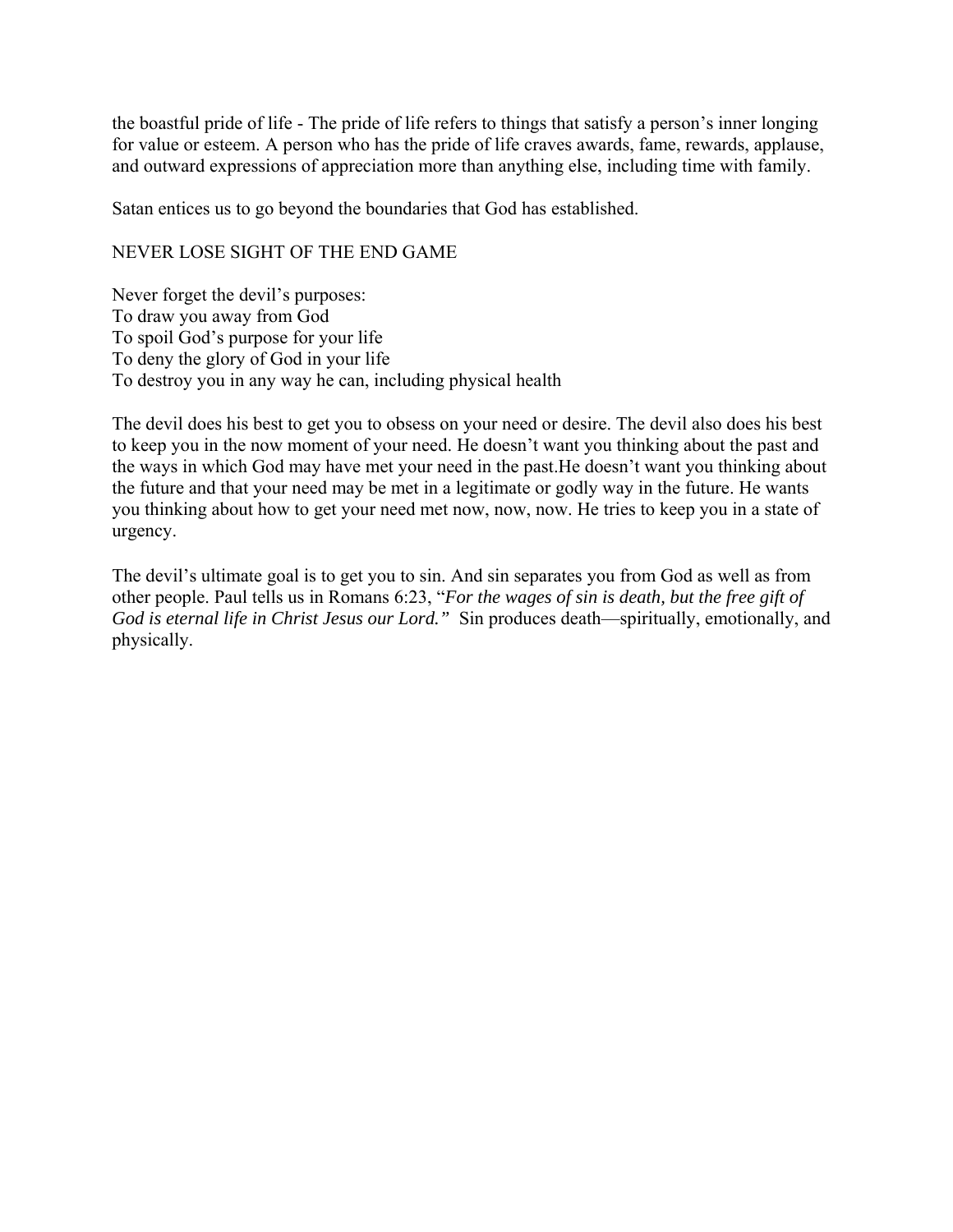the boastful pride of life - The pride of life refers to things that satisfy a person's inner longing for value or esteem. A person who has the pride of life craves awards, fame, rewards, applause, and outward expressions of appreciation more than anything else, including time with family.

Satan entices us to go beyond the boundaries that God has established.

NEVER LOSE SIGHT OF THE END GAME

Never forget the devil's purposes:
To draw you away from God
To spoil God's purpose for your life
To deny the glory of God in your life
To destroy you in any way he can, including physical health

The devil does his best to get you to obsess on your need or desire. The devil also does his best to keep you in the now moment of your need. He doesn't want you thinking about the past and the ways in which God may have met your need in the past.He doesn't want you thinking about the future and that your need may be met in a legitimate or godly way in the future. He wants you thinking about how to get your need met now, now, now. He tries to keep you in a state of urgency.

The devil's ultimate goal is to get you to sin. And sin separates you from God as well as from other people. Paul tells us in Romans 6:23, "*For the wages of sin is death, but the free gift of God is eternal life in Christ Jesus our Lord."* Sin produces death—spiritually, emotionally, and physically.